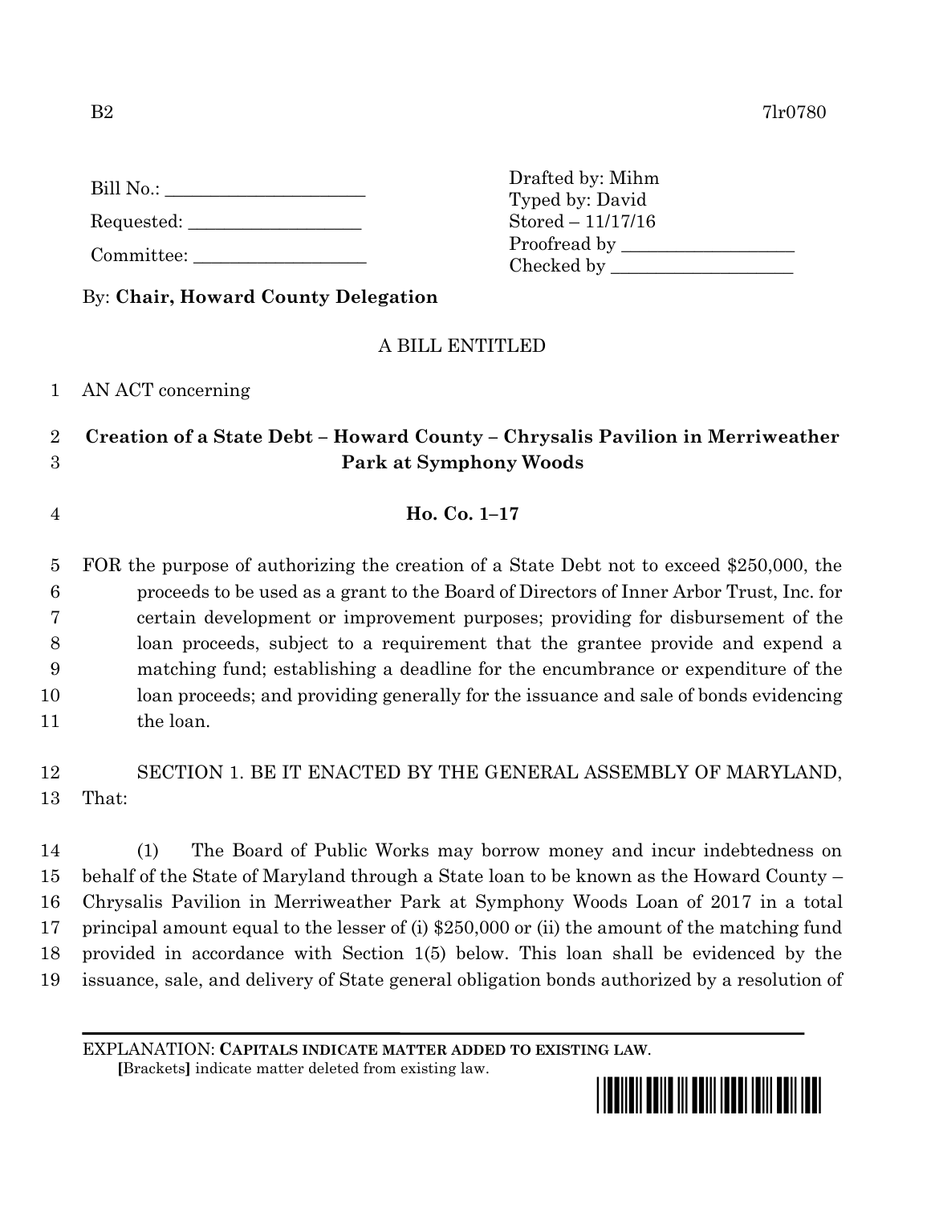B2 7lr0780

Bill No.: ____________________

Requested: ____________________

Committee: ____________________

Drafted by: Mihm
Typed by: David
Stored – 11/17/16
Proofread by ____________________
Checked by ____________________

By: **Chair, Howard County Delegation**

A BILL ENTITLED

AN ACT concerning

## Creation of a State Debt – Howard County – Chrysalis Pavilion in Merriweather Park at Symphony Woods

**Ho. Co. 1–17**

FOR the purpose of authorizing the creation of a State Debt not to exceed $250,000, the proceeds to be used as a grant to the Board of Directors of Inner Arbor Trust, Inc. for certain development or improvement purposes; providing for disbursement of the loan proceeds, subject to a requirement that the grantee provide and expend a matching fund; establishing a deadline for the encumbrance or expenditure of the loan proceeds; and providing generally for the issuance and sale of bonds evidencing the loan.

SECTION 1. BE IT ENACTED BY THE GENERAL ASSEMBLY OF MARYLAND, That:

(1) The Board of Public Works may borrow money and incur indebtedness on behalf of the State of Maryland through a State loan to be known as the Howard County – Chrysalis Pavilion in Merriweather Park at Symphony Woods Loan of 2017 in a total principal amount equal to the lesser of (i) $250,000 or (ii) the amount of the matching fund provided in accordance with Section 1(5) below. This loan shall be evidenced by the issuance, sale, and delivery of State general obligation bonds authorized by a resolution of

EXPLANATION: **CAPITALS INDICATE MATTER ADDED TO EXISTING LAW.**
**[**Brackets**]** indicate matter deleted from existing law.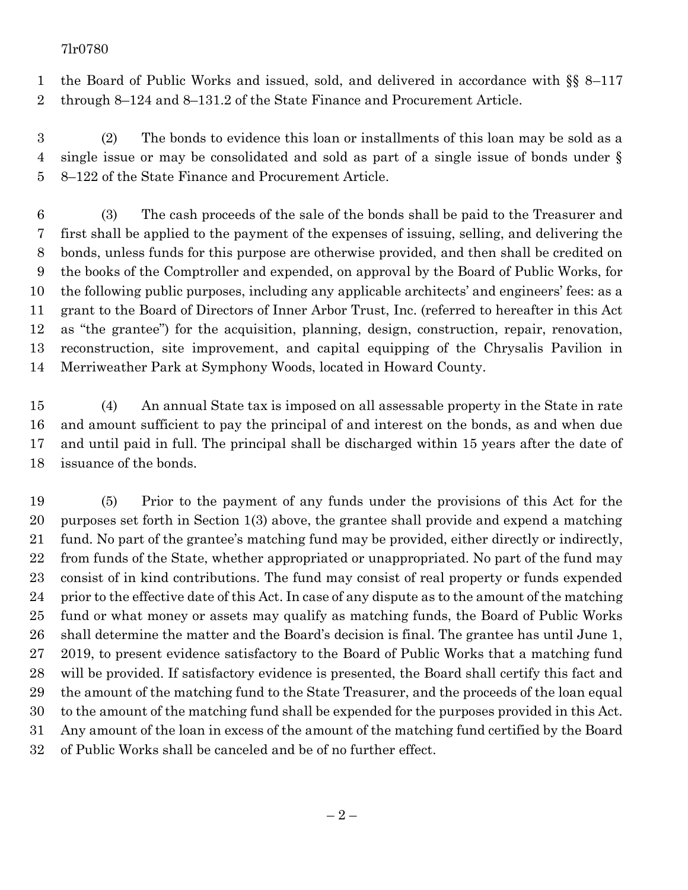the Board of Public Works and issued, sold, and delivered in accordance with §§ 8–117 through 8–124 and 8–131.2 of the State Finance and Procurement Article.

(2) The bonds to evidence this loan or installments of this loan may be sold as a single issue or may be consolidated and sold as part of a single issue of bonds under § 8–122 of the State Finance and Procurement Article.

(3) The cash proceeds of the sale of the bonds shall be paid to the Treasurer and first shall be applied to the payment of the expenses of issuing, selling, and delivering the bonds, unless funds for this purpose are otherwise provided, and then shall be credited on the books of the Comptroller and expended, on approval by the Board of Public Works, for the following public purposes, including any applicable architects' and engineers' fees: as a grant to the Board of Directors of Inner Arbor Trust, Inc. (referred to hereafter in this Act as "the grantee") for the acquisition, planning, design, construction, repair, renovation, reconstruction, site improvement, and capital equipping of the Chrysalis Pavilion in Merriweather Park at Symphony Woods, located in Howard County.

(4) An annual State tax is imposed on all assessable property in the State in rate and amount sufficient to pay the principal of and interest on the bonds, as and when due and until paid in full. The principal shall be discharged within 15 years after the date of issuance of the bonds.

(5) Prior to the payment of any funds under the provisions of this Act for the purposes set forth in Section 1(3) above, the grantee shall provide and expend a matching fund. No part of the grantee's matching fund may be provided, either directly or indirectly, from funds of the State, whether appropriated or unappropriated. No part of the fund may consist of in kind contributions. The fund may consist of real property or funds expended prior to the effective date of this Act. In case of any dispute as to the amount of the matching fund or what money or assets may qualify as matching funds, the Board of Public Works shall determine the matter and the Board's decision is final. The grantee has until June 1, 2019, to present evidence satisfactory to the Board of Public Works that a matching fund will be provided. If satisfactory evidence is presented, the Board shall certify this fact and the amount of the matching fund to the State Treasurer, and the proceeds of the loan equal to the amount of the matching fund shall be expended for the purposes provided in this Act. Any amount of the loan in excess of the amount of the matching fund certified by the Board of Public Works shall be canceled and be of no further effect.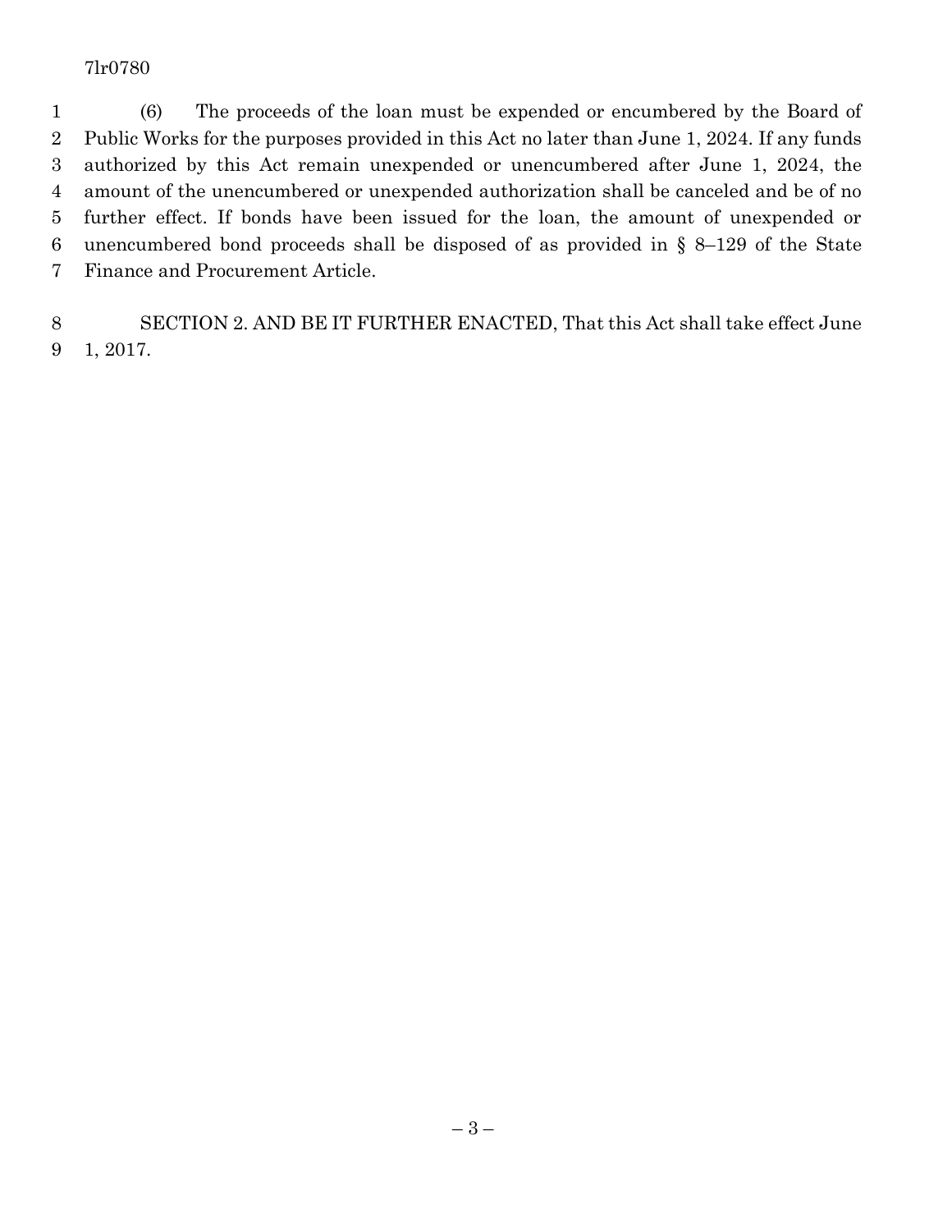(6) The proceeds of the loan must be expended or encumbered by the Board of Public Works for the purposes provided in this Act no later than June 1, 2024. If any funds authorized by this Act remain unexpended or unencumbered after June 1, 2024, the amount of the unencumbered or unexpended authorization shall be canceled and be of no further effect. If bonds have been issued for the loan, the amount of unexpended or unencumbered bond proceeds shall be disposed of as provided in § 8–129 of the State Finance and Procurement Article.

SECTION 2. AND BE IT FURTHER ENACTED, That this Act shall take effect June 1, 2017.